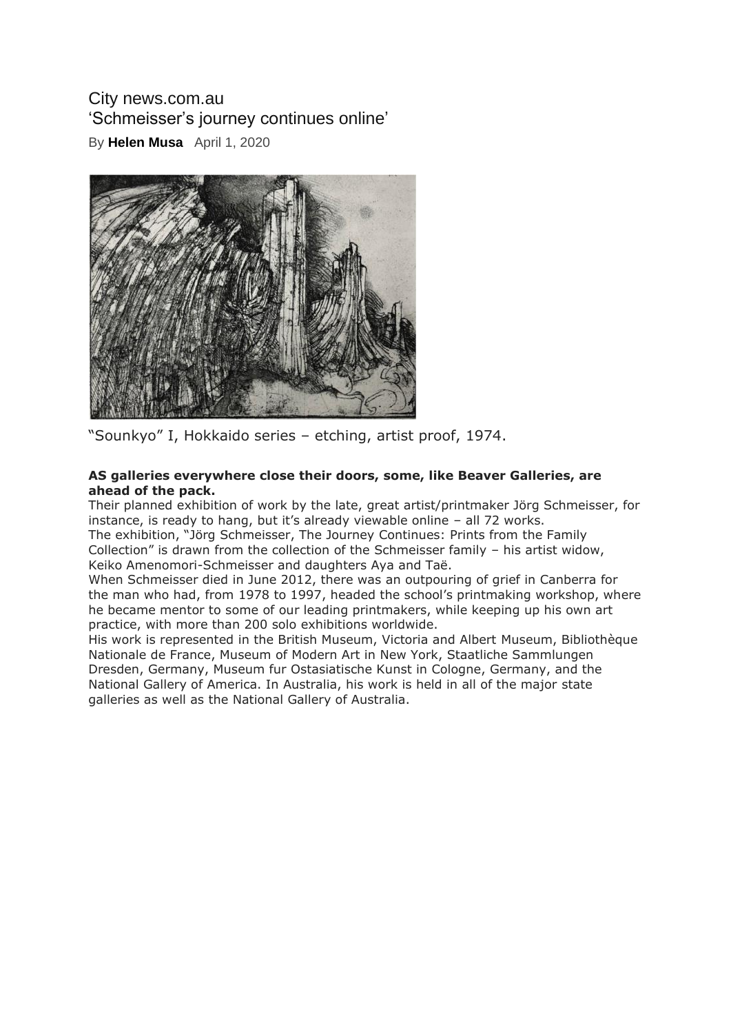City news.com.au

# 'Schmeisser's journey continues online'

By **Helen Musa** April 1, 2020

"Sounkyo" I, Hokkaido series – etching, artist proof, 1974.

**AS galleries everywhere close their doors, some, like Beaver Galleries, are ahead of the pack.**

Their planned exhibition of work by the late, great artist/printmaker Jörg Schmeisser, for instance, is ready to hang, but it's already viewable online – all 72 works.

The exhibition, "Jörg Schmeisser, The Journey Continues: Prints from the Family Collection" is drawn from the collection of the Schmeisser family – his artist widow, Keiko Amenomori-Schmeisser and daughters Aya and Taë.

When Schmeisser died in June 2012, there was an outpouring of grief in Canberra for the man who had, from 1978 to 1997, headed the school's printmaking workshop, where he became mentor to some of our leading printmakers, while keeping up his own art practice, with more than 200 solo exhibitions worldwide.

His work is represented in the British Museum, Victoria and Albert Museum, Bibliothèque Nationale de France, Museum of Modern Art in New York, Staatliche Sammlungen Dresden, Germany, Museum fur Ostasiatische Kunst in Cologne, Germany, and the National Gallery of America. In Australia, his work is held in all of the major state galleries as well as the National Gallery of Australia.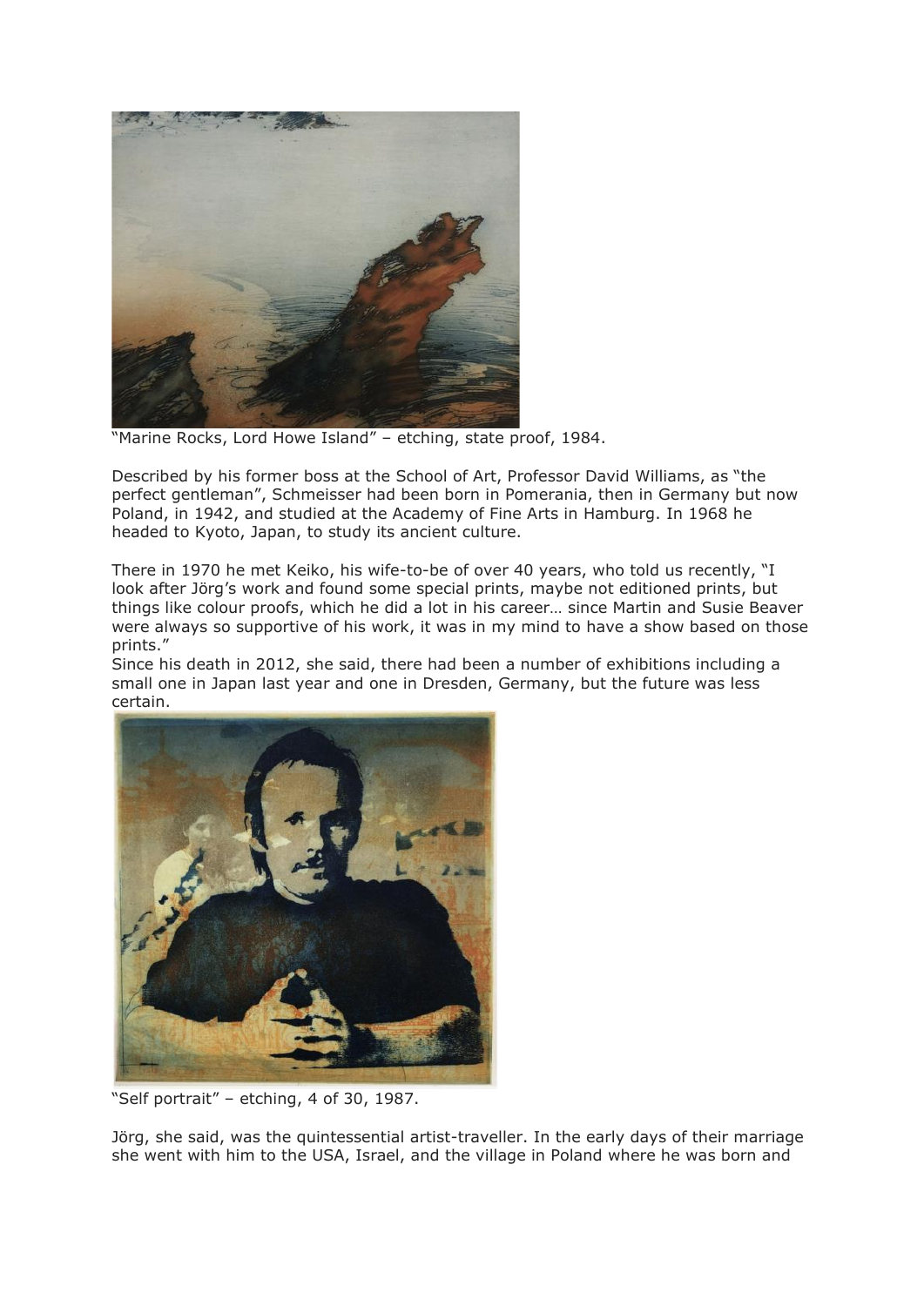"Marine Rocks, Lord Howe Island" – etching, state proof, 1984.

Described by his former boss at the School of Art, Professor David Williams, as "the perfect gentleman", Schmeisser had been born in Pomerania, then in Germany but now Poland, in 1942, and studied at the Academy of Fine Arts in Hamburg. In 1968 he headed to Kyoto, Japan, to study its ancient culture.

There in 1970 he met Keiko, his wife-to-be of over 40 years, who told us recently, "I look after Jörg's work and found some special prints, maybe not editioned prints, but things like colour proofs, which he did a lot in his career… since Martin and Susie Beaver were always so supportive of his work, it was in my mind to have a show based on those prints."

Since his death in 2012, she said, there had been a number of exhibitions including a small one in Japan last year and one in Dresden, Germany, but the future was less certain.

"Self portrait" – etching, 4 of 30, 1987.

Jörg, she said, was the quintessential artist-traveller. In the early days of their marriage she went with him to the USA, Israel, and the village in Poland where he was born and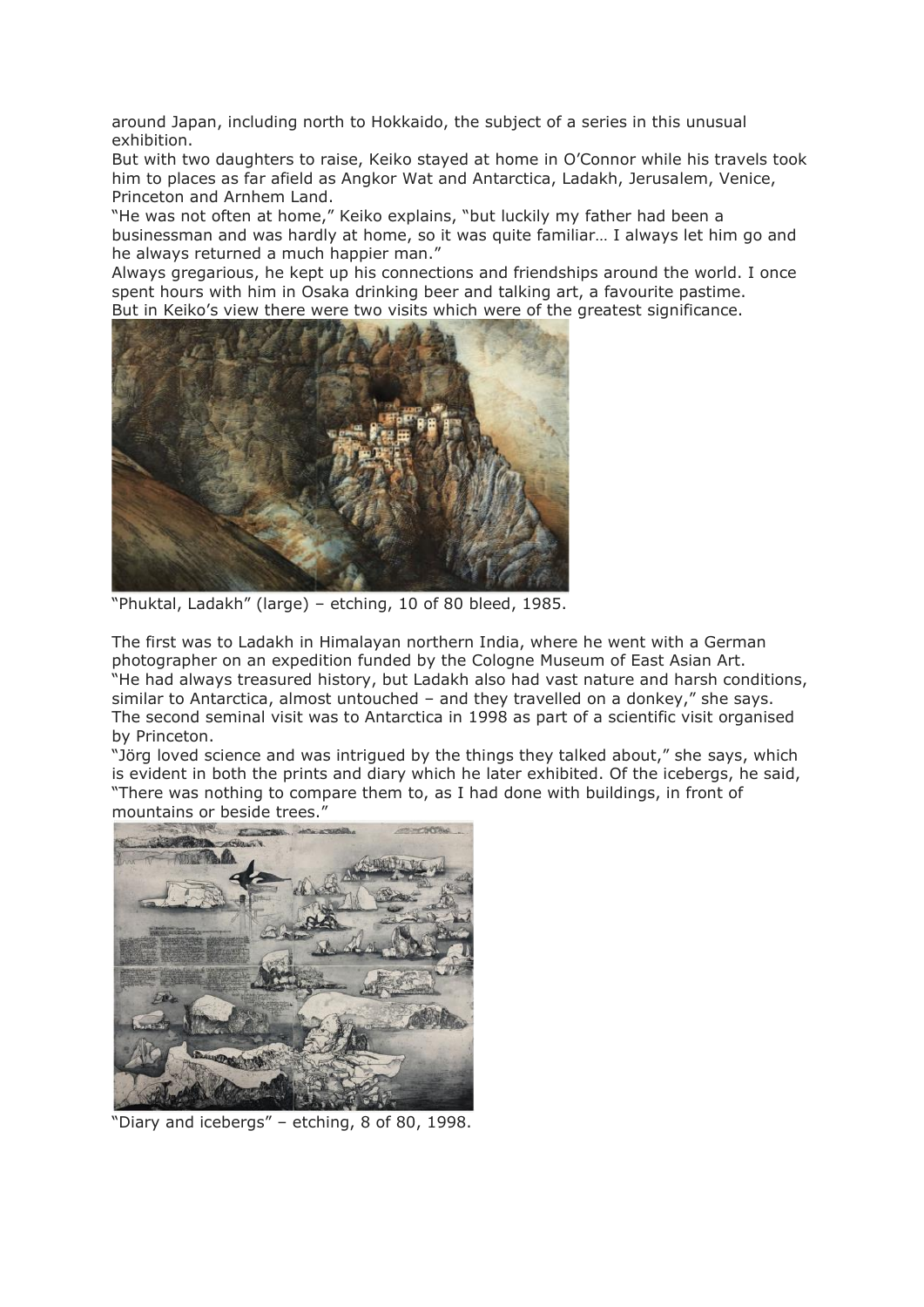around Japan, including north to Hokkaido, the subject of a series in this unusual exhibition.

But with two daughters to raise, Keiko stayed at home in O'Connor while his travels took him to places as far afield as Angkor Wat and Antarctica, Ladakh, Jerusalem, Venice, Princeton and Arnhem Land.

"He was not often at home," Keiko explains, "but luckily my father had been a businessman and was hardly at home, so it was quite familiar… I always let him go and he always returned a much happier man."

Always gregarious, he kept up his connections and friendships around the world. I once spent hours with him in Osaka drinking beer and talking art, a favourite pastime.

But in Keiko's view there were two visits which were of the greatest significance.

"Phuktal, Ladakh" (large) – etching, 10 of 80 bleed, 1985.

The first was to Ladakh in Himalayan northern India, where he went with a German photographer on an expedition funded by the Cologne Museum of East Asian Art.

"He had always treasured history, but Ladakh also had vast nature and harsh conditions, similar to Antarctica, almost untouched – and they travelled on a donkey," she says.

The second seminal visit was to Antarctica in 1998 as part of a scientific visit organised by Princeton.

"Jörg loved science and was intrigued by the things they talked about," she says, which is evident in both the prints and diary which he later exhibited. Of the icebergs, he said, "There was nothing to compare them to, as I had done with buildings, in front of mountains or beside trees."

"Diary and icebergs" – etching, 8 of 80, 1998.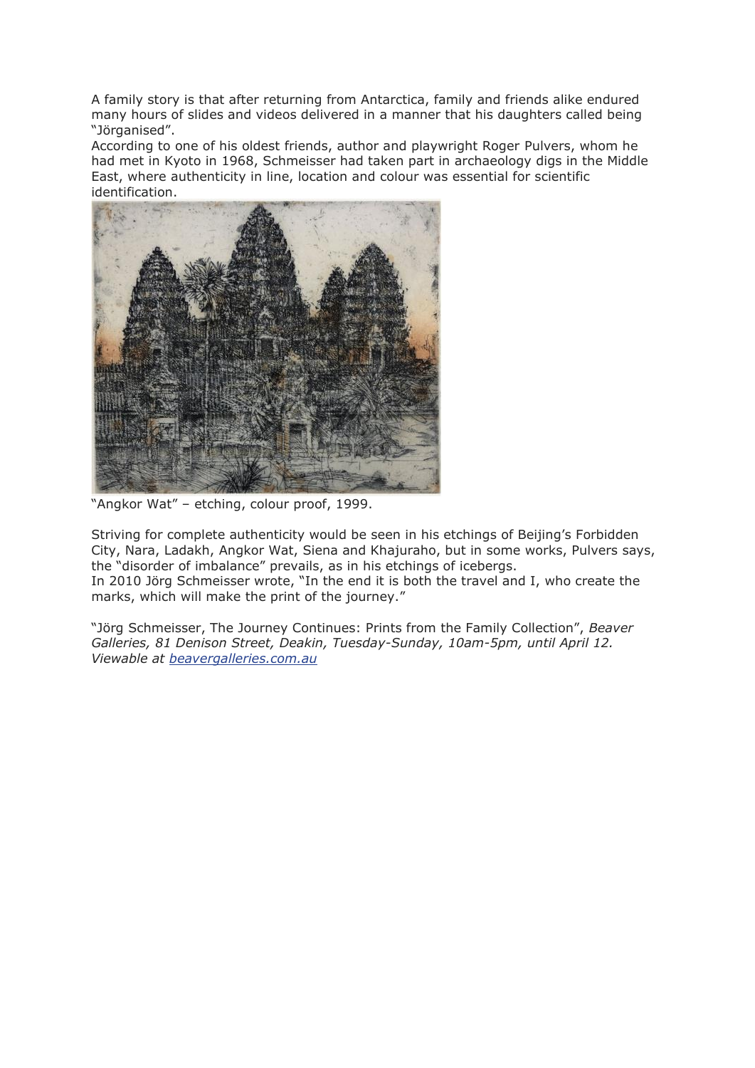A family story is that after returning from Antarctica, family and friends alike endured many hours of slides and videos delivered in a manner that his daughters called being "Jörganised".

According to one of his oldest friends, author and playwright Roger Pulvers, whom he had met in Kyoto in 1968, Schmeisser had taken part in archaeology digs in the Middle East, where authenticity in line, location and colour was essential for scientific identification.

"Angkor Wat" – etching, colour proof, 1999.

Striving for complete authenticity would be seen in his etchings of Beijing's Forbidden City, Nara, Ladakh, Angkor Wat, Siena and Khajuraho, but in some works, Pulvers says, the "disorder of imbalance" prevails, as in his etchings of icebergs.

In 2010 Jörg Schmeisser wrote, "In the end it is both the travel and I, who create the marks, which will make the print of the journey."

"Jörg Schmeisser, The Journey Continues: Prints from the Family Collection", *Beaver Galleries, 81 Denison Street, Deakin, Tuesday-Sunday, 10am-5pm, until April 12. Viewable at [beavergalleries.com.au](beavergalleries.com.au)*